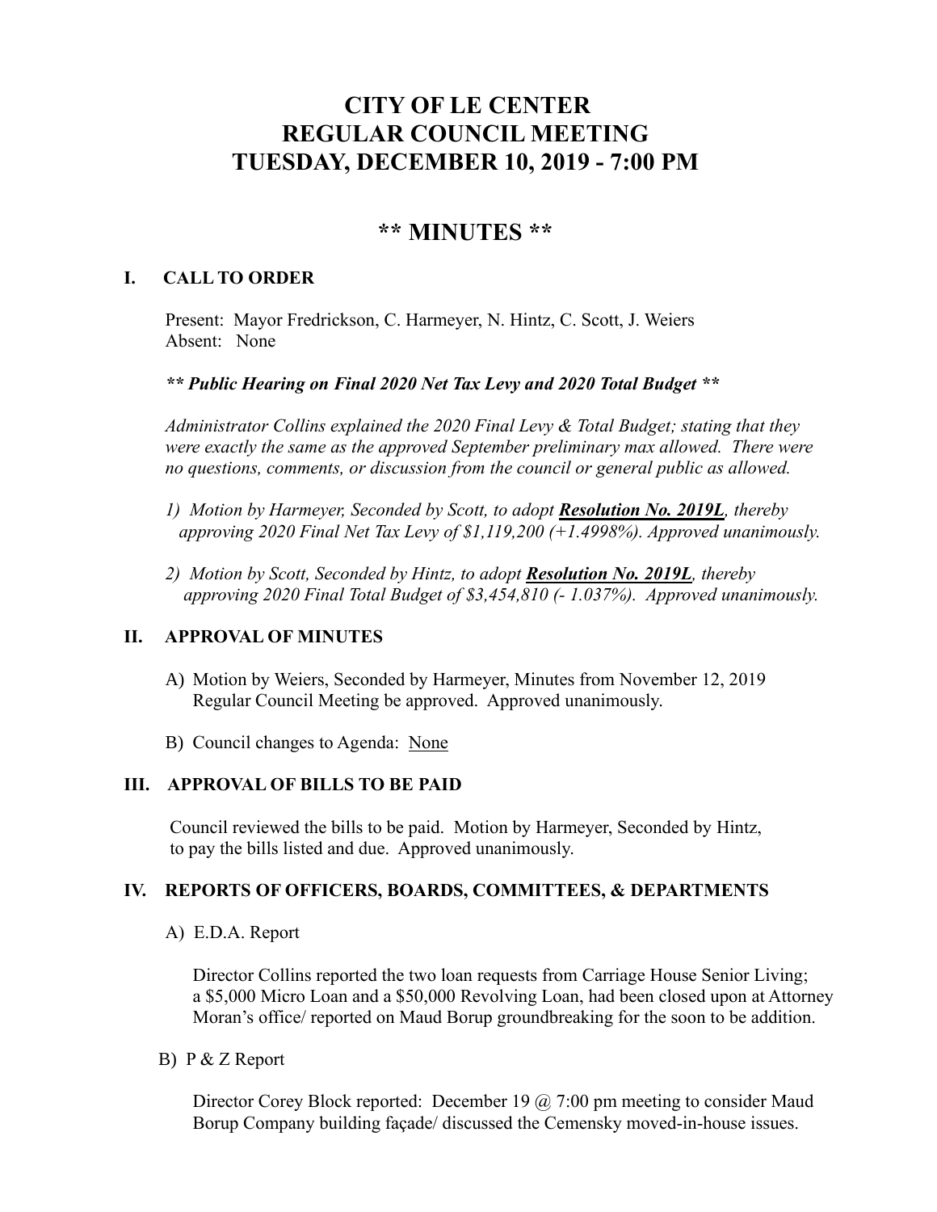# CITY OF LE CENTER
# REGULAR COUNCIL MEETING
# TUESDAY, DECEMBER 10, 2019 - 7:00 PM

## ** MINUTES **

### I. CALL TO ORDER

Present: Mayor Fredrickson, C. Harmeyer, N. Hintz, C. Scott, J. Weiers
Absent: None

***** Public Hearing on Final 2020 Net Tax Levy and 2020 Total Budget *****

*Administrator Collins explained the 2020 Final Levy & Total Budget; stating that they were exactly the same as the approved September preliminary max allowed. There were no questions, comments, or discussion from the council or general public as allowed.*

*1) Motion by Harmeyer, Seconded by Scott, to adopt **Resolution No. 2019L**, thereby approving 2020 Final Net Tax Levy of $1,119,200 (+1.4998%). Approved unanimously.*

*2) Motion by Scott, Seconded by Hintz, to adopt **Resolution No. 2019L**, thereby approving 2020 Final Total Budget of $3,454,810 (- 1.037%). Approved unanimously.*

### II. APPROVAL OF MINUTES

A) Motion by Weiers, Seconded by Harmeyer, Minutes from November 12, 2019 Regular Council Meeting be approved. Approved unanimously.

B) Council changes to Agenda: None

### III. APPROVAL OF BILLS TO BE PAID

Council reviewed the bills to be paid. Motion by Harmeyer, Seconded by Hintz, to pay the bills listed and due. Approved unanimously.

### IV. REPORTS OF OFFICERS, BOARDS, COMMITTEES, & DEPARTMENTS

A) E.D.A. Report

Director Collins reported the two loan requests from Carriage House Senior Living; a $5,000 Micro Loan and a $50,000 Revolving Loan, had been closed upon at Attorney Moran's office/ reported on Maud Borup groundbreaking for the soon to be addition.

B) P & Z Report

Director Corey Block reported: December 19 @ 7:00 pm meeting to consider Maud Borup Company building façade/ discussed the Cemensky moved-in-house issues.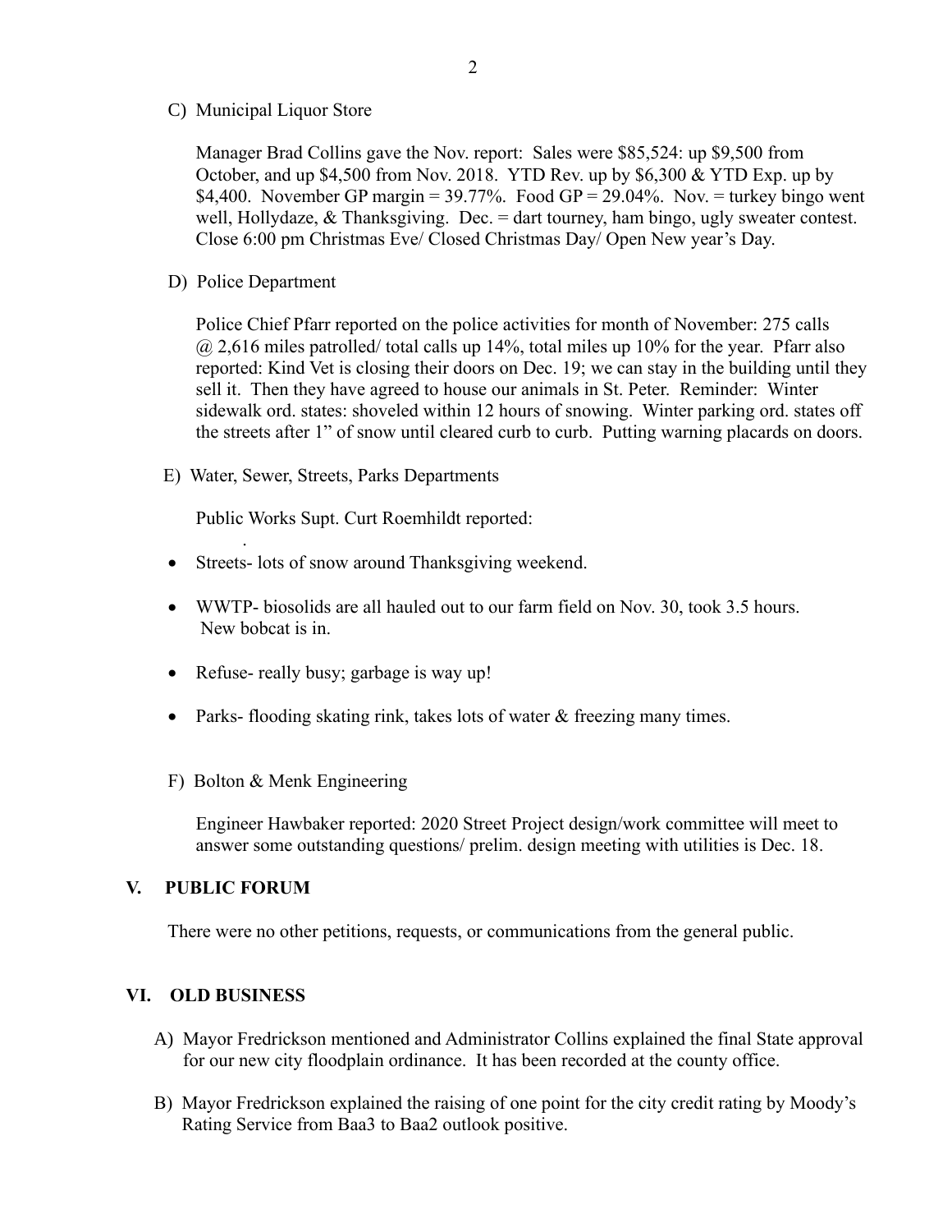C) Municipal Liquor Store

Manager Brad Collins gave the Nov. report: Sales were $85,524: up $9,500 from October, and up $4,500 from Nov. 2018. YTD Rev. up by $6,300 & YTD Exp. up by $4,400. November GP margin = 39.77%. Food GP = 29.04%. Nov. = turkey bingo went well, Hollydaze, & Thanksgiving. Dec. = dart tourney, ham bingo, ugly sweater contest. Close 6:00 pm Christmas Eve/ Closed Christmas Day/ Open New year's Day.

D) Police Department

Police Chief Pfarr reported on the police activities for month of November: 275 calls @ 2,616 miles patrolled/ total calls up 14%, total miles up 10% for the year. Pfarr also reported: Kind Vet is closing their doors on Dec. 19; we can stay in the building until they sell it. Then they have agreed to house our animals in St. Peter. Reminder: Winter sidewalk ord. states: shoveled within 12 hours of snowing. Winter parking ord. states off the streets after 1" of snow until cleared curb to curb. Putting warning placards on doors.

E) Water, Sewer, Streets, Parks Departments

Public Works Supt. Curt Roemhildt reported:

- Streets- lots of snow around Thanksgiving weekend.
- WWTP- biosolids are all hauled out to our farm field on Nov. 30, took 3.5 hours. New bobcat is in.
- Refuse- really busy; garbage is way up!
- Parks- flooding skating rink, takes lots of water & freezing many times.

F) Bolton & Menk Engineering

Engineer Hawbaker reported: 2020 Street Project design/work committee will meet to answer some outstanding questions/ prelim. design meeting with utilities is Dec. 18.

## V. PUBLIC FORUM

There were no other petitions, requests, or communications from the general public.

## VI. OLD BUSINESS

A) Mayor Fredrickson mentioned and Administrator Collins explained the final State approval for our new city floodplain ordinance. It has been recorded at the county office.

B) Mayor Fredrickson explained the raising of one point for the city credit rating by Moody's Rating Service from Baa3 to Baa2 outlook positive.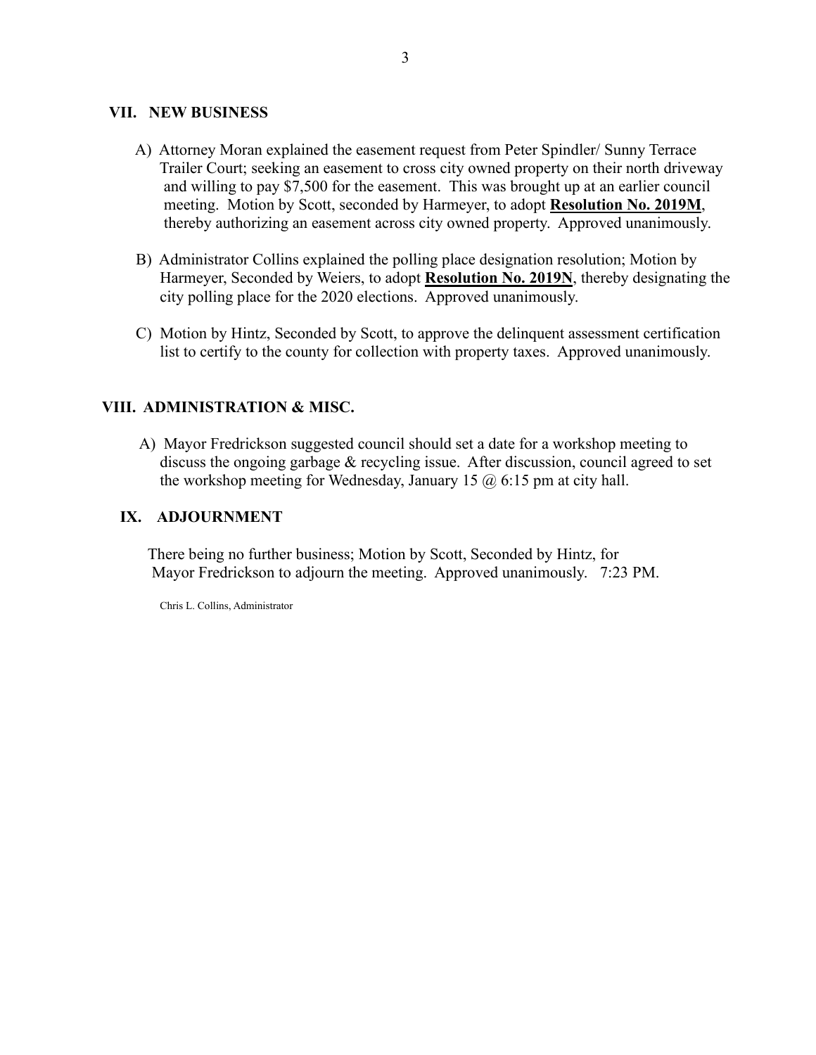## VII. NEW BUSINESS

A) Attorney Moran explained the easement request from Peter Spindler/ Sunny Terrace Trailer Court; seeking an easement to cross city owned property on their north driveway and willing to pay $7,500 for the easement. This was brought up at an earlier council meeting. Motion by Scott, seconded by Harmeyer, to adopt **Resolution No. 2019M**, thereby authorizing an easement across city owned property. Approved unanimously.

B) Administrator Collins explained the polling place designation resolution; Motion by Harmeyer, Seconded by Weiers, to adopt **Resolution No. 2019N**, thereby designating the city polling place for the 2020 elections. Approved unanimously.

C) Motion by Hintz, Seconded by Scott, to approve the delinquent assessment certification list to certify to the county for collection with property taxes. Approved unanimously.

## VIII. ADMINISTRATION & MISC.

A) Mayor Fredrickson suggested council should set a date for a workshop meeting to discuss the ongoing garbage & recycling issue. After discussion, council agreed to set the workshop meeting for Wednesday, January 15 @ 6:15 pm at city hall.

## IX. ADJOURNMENT

There being no further business; Motion by Scott, Seconded by Hintz, for Mayor Fredrickson to adjourn the meeting. Approved unanimously. 7:23 PM.

Chris L. Collins, Administrator